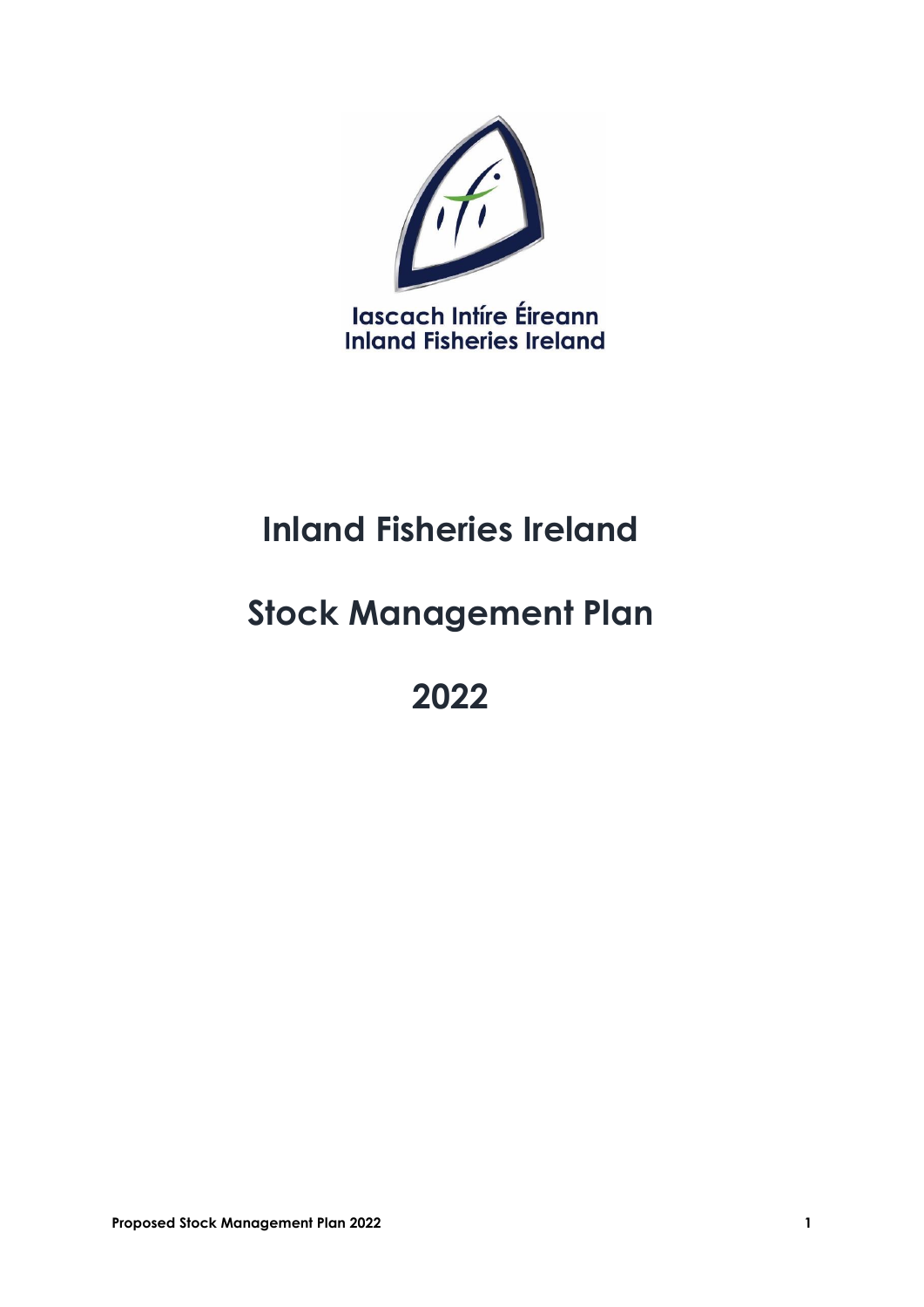Iascach Intíre Éireann
Inland Fisheries Ireland

# Inland Fisheries Ireland

# Stock Management Plan

# 2022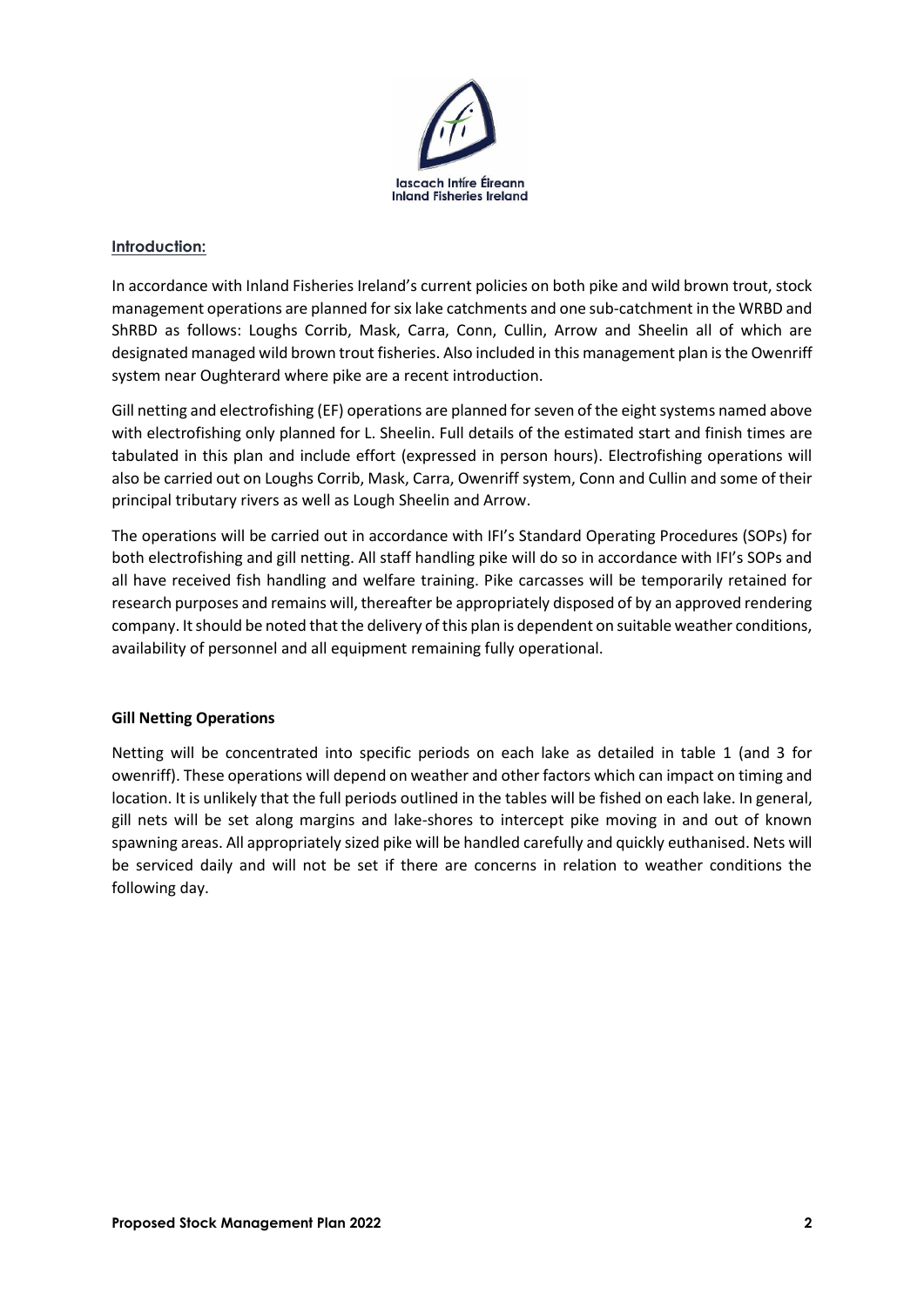## Introduction:

In accordance with Inland Fisheries Ireland's current policies on both pike and wild brown trout, stock management operations are planned for six lake catchments and one sub-catchment in the WRBD and ShRBD as follows: Loughs Corrib, Mask, Carra, Conn, Cullin, Arrow and Sheelin all of which are designated managed wild brown trout fisheries. Also included in this management plan is the Owenriff system near Oughterard where pike are a recent introduction.

Gill netting and electrofishing (EF) operations are planned for seven of the eight systems named above with electrofishing only planned for L. Sheelin. Full details of the estimated start and finish times are tabulated in this plan and include effort (expressed in person hours). Electrofishing operations will also be carried out on Loughs Corrib, Mask, Carra, Owenriff system, Conn and Cullin and some of their principal tributary rivers as well as Lough Sheelin and Arrow.

The operations will be carried out in accordance with IFI's Standard Operating Procedures (SOPs) for both electrofishing and gill netting. All staff handling pike will do so in accordance with IFI's SOPs and all have received fish handling and welfare training. Pike carcasses will be temporarily retained for research purposes and remains will, thereafter be appropriately disposed of by an approved rendering company. It should be noted that the delivery of this plan is dependent on suitable weather conditions, availability of personnel and all equipment remaining fully operational.

### Gill Netting Operations

Netting will be concentrated into specific periods on each lake as detailed in table 1 (and 3 for owenriff). These operations will depend on weather and other factors which can impact on timing and location. It is unlikely that the full periods outlined in the tables will be fished on each lake. In general, gill nets will be set along margins and lake-shores to intercept pike moving in and out of known spawning areas. All appropriately sized pike will be handled carefully and quickly euthanised. Nets will be serviced daily and will not be set if there are concerns in relation to weather conditions the following day.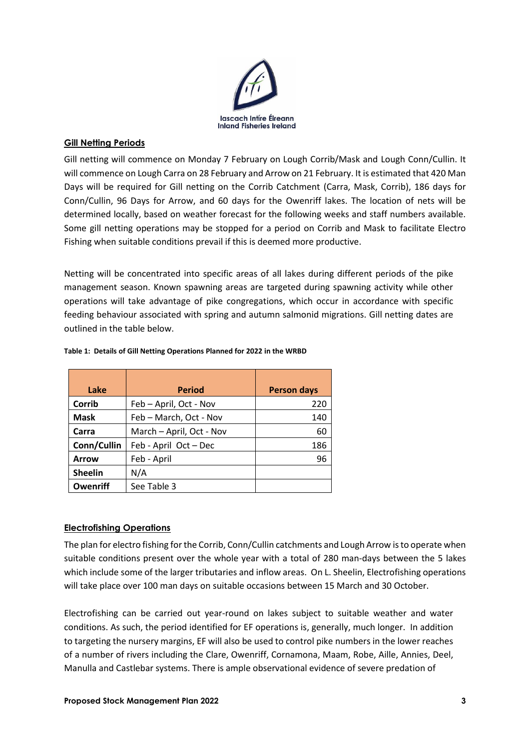## Gill Netting Periods

Gill netting will commence on Monday 7 February on Lough Corrib/Mask and Lough Conn/Cullin. It will commence on Lough Carra on 28 February and Arrow on 21 February. It is estimated that 420 Man Days will be required for Gill netting on the Corrib Catchment (Carra, Mask, Corrib), 186 days for Conn/Cullin, 96 Days for Arrow, and 60 days for the Owenriff lakes. The location of nets will be determined locally, based on weather forecast for the following weeks and staff numbers available. Some gill netting operations may be stopped for a period on Corrib and Mask to facilitate Electro Fishing when suitable conditions prevail if this is deemed more productive.

Netting will be concentrated into specific areas of all lakes during different periods of the pike management season. Known spawning areas are targeted during spawning activity while other operations will take advantage of pike congregations, which occur in accordance with specific feeding behaviour associated with spring and autumn salmonid migrations. Gill netting dates are outlined in the table below.

**Table 1: Details of Gill Netting Operations Planned for 2022 in the WRBD**

| Lake | Period | Person days |
|---|---|---|
| **Corrib** | Feb – April, Oct - Nov | 220 |
| **Mask** | Feb – March, Oct - Nov | 140 |
| **Carra** | March – April, Oct - Nov | 60 |
| **Conn/Cullin** | Feb - April  Oct – Dec | 186 |
| **Arrow** | Feb - April | 96 |
| **Sheelin** | N/A | |
| **Owenriff** | See Table 3 | |

## Electrofishing Operations

The plan for electro fishing for the Corrib, Conn/Cullin catchments and Lough Arrow is to operate when suitable conditions present over the whole year with a total of 280 man-days between the 5 lakes which include some of the larger tributaries and inflow areas. On L. Sheelin, Electrofishing operations will take place over 100 man days on suitable occasions between 15 March and 30 October.

Electrofishing can be carried out year-round on lakes subject to suitable weather and water conditions. As such, the period identified for EF operations is, generally, much longer. In addition to targeting the nursery margins, EF will also be used to control pike numbers in the lower reaches of a number of rivers including the Clare, Owenriff, Cornamona, Maam, Robe, Aille, Annies, Deel, Manulla and Castlebar systems. There is ample observational evidence of severe predation of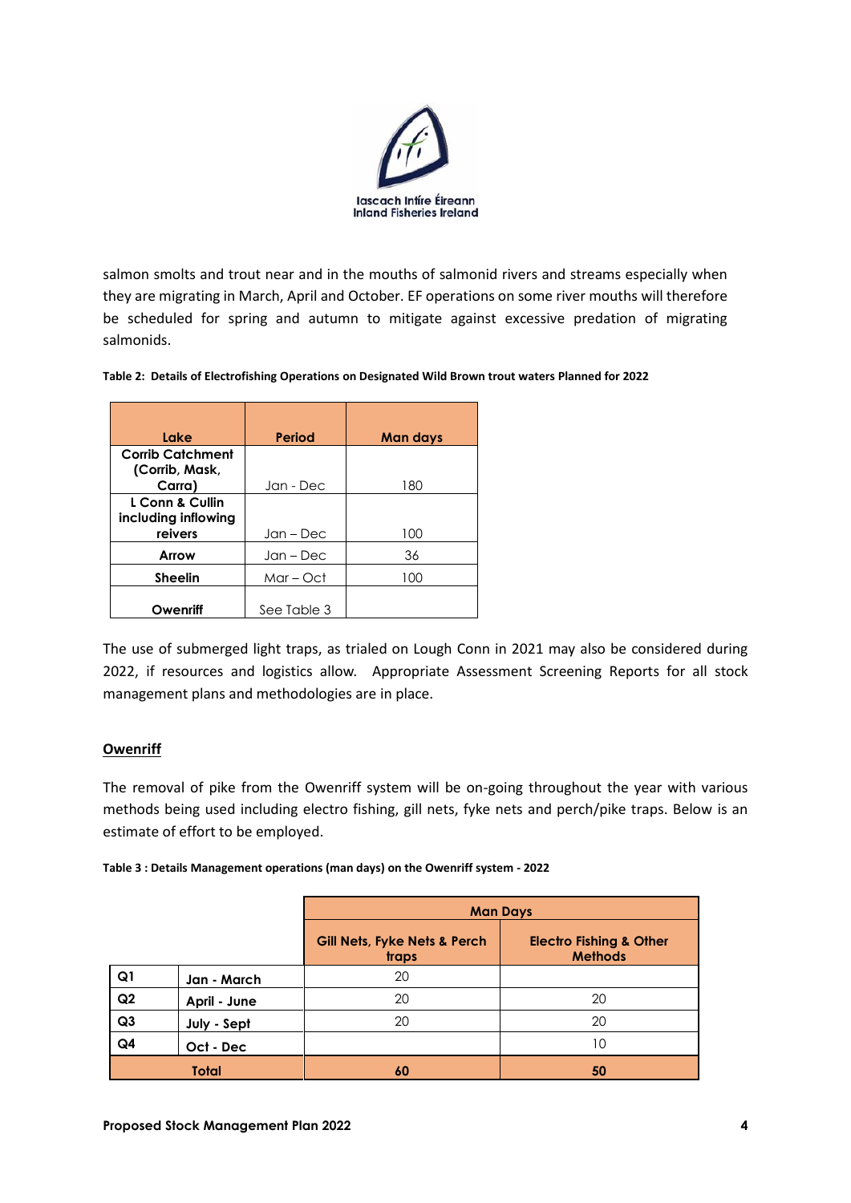salmon smolts and trout near and in the mouths of salmonid rivers and streams especially when they are migrating in March, April and October. EF operations on some river mouths will therefore be scheduled for spring and autumn to mitigate against excessive predation of migrating salmonids.

**Table 2: Details of Electrofishing Operations on Designated Wild Brown trout waters Planned for 2022**

| Lake | Period | Man days |
|---|---|---|
| **Corrib Catchment (Corrib, Mask, Carra)** | Jan - Dec | 180 |
| **L Conn & Cullin including inflowing reivers** | Jan – Dec | 100 |
| **Arrow** | Jan – Dec | 36 |
| **Sheelin** | Mar – Oct | 100 |
| **Owenriff** | See Table 3 | |

The use of submerged light traps, as trialed on Lough Conn in 2021 may also be considered during 2022, if resources and logistics allow. Appropriate Assessment Screening Reports for all stock management plans and methodologies are in place.

## Owenriff

The removal of pike from the Owenriff system will be on-going throughout the year with various methods being used including electro fishing, gill nets, fyke nets and perch/pike traps. Below is an estimate of effort to be employed.

**Table 3 : Details Management operations (man days) on the Owenriff system - 2022**

| | | Man Days | |
|---|---|---|---|
| | | **Gill Nets, Fyke Nets & Perch traps** | **Electro Fishing & Other Methods** |
| **Q1** | **Jan - March** | 20 | |
| **Q2** | **April - June** | 20 | 20 |
| **Q3** | **July - Sept** | 20 | 20 |
| **Q4** | **Oct - Dec** | | 10 |
| **Total** | | **60** | **50** |